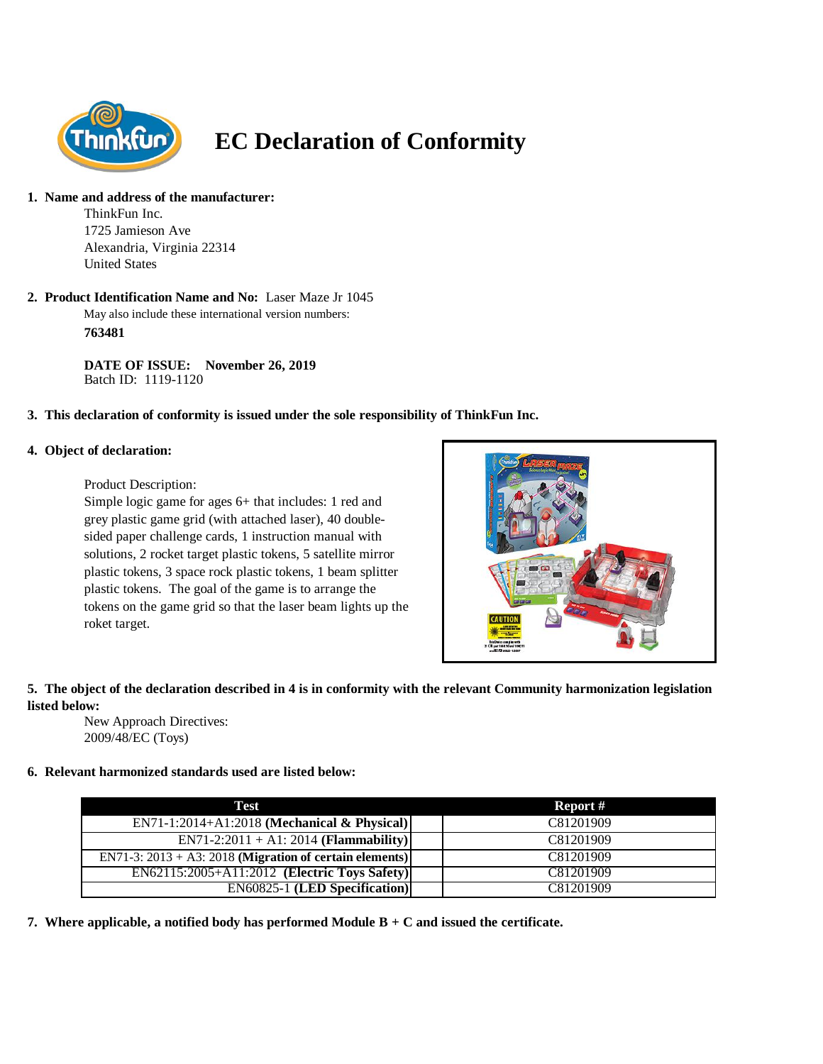# EC Declaration of Conformity

1. **Name and address of the manufacturer:**

   ThinkFun Inc.
   1725 Jamieson Ave
   Alexandria, Virginia 22314
   United States

2. **Product Identification Name and No:** Laser Maze Jr 1045

   May also include these international version numbers:

   **763481**

   **DATE OF ISSUE: November 26, 2019**
   Batch ID: 1119-1120

3. **This declaration of conformity is issued under the sole responsibility of ThinkFun Inc.**

4. **Object of declaration:**

   Product Description:
   Simple logic game for ages 6+ that includes: 1 red and grey plastic game grid (with attached laser), 40 double-sided paper challenge cards, 1 instruction manual with solutions, 2 rocket target plastic tokens, 5 satellite mirror plastic tokens, 3 space rock plastic tokens, 1 beam splitter plastic tokens. The goal of the game is to arrange the tokens on the game grid so that the laser beam lights up the roket target.

5. **The object of the declaration described in 4 is in conformity with the relevant Community harmonization legislation listed below:**

   New Approach Directives:
   2009/48/EC (Toys)

6. **Relevant harmonized standards used are listed below:**

| Test | Report # |
|---|---|
| EN71-1:2014+A1:2018 **(Mechanical & Physical)** | C81201909 |
| EN71-2:2011 + A1: 2014 **(Flammability)** | C81201909 |
| EN71-3: 2013 + A3: 2018 **(Migration of certain elements)** | C81201909 |
| EN62115:2005+A11:2012 **(Electric Toys Safety)** | C81201909 |
| EN60825-1 **(LED Specification)** | C81201909 |

7. **Where applicable, a notified body has performed Module B + C and issued the certificate.**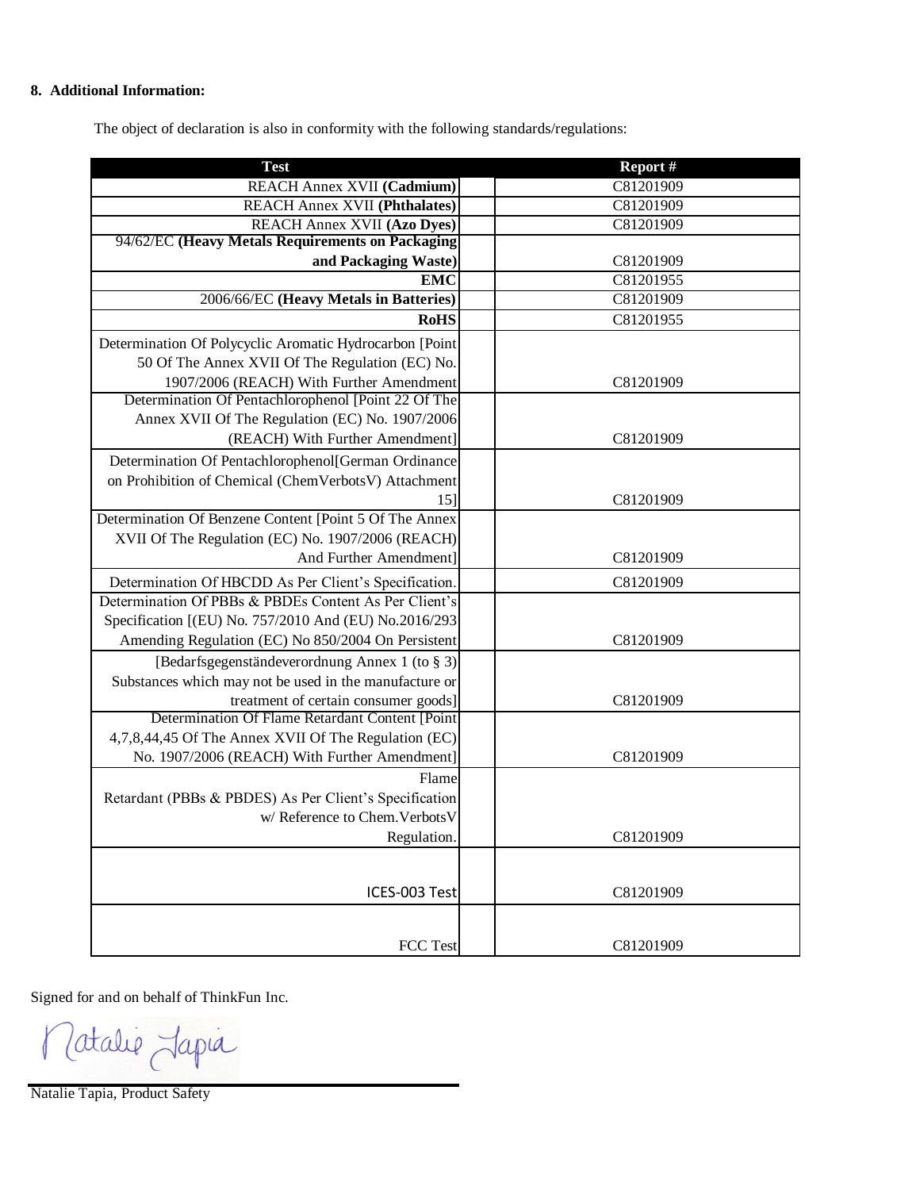## 8. Additional Information:

The object of declaration is also in conformity with the following standards/regulations:

| Test | Report # |
|---|---|
| REACH Annex XVII **(Cadmium)** | C81201909 |
| REACH Annex XVII **(Phthalates)** | C81201909 |
| REACH Annex XVII **(Azo Dyes)** | C81201909 |
| 94/62/EC **(Heavy Metals Requirements on Packaging and Packaging Waste)** | C81201909 |
| **EMC** | C81201955 |
| 2006/66/EC **(Heavy Metals in Batteries)** | C81201909 |
| **RoHS** | C81201955 |
| Determination Of Polycyclic Aromatic Hydrocarbon [Point 50 Of The Annex XVII Of The Regulation (EC) No. 1907/2006 (REACH) With Further Amendment | C81201909 |
| Determination Of Pentachlorophenol [Point 22 Of The Annex XVII Of The Regulation (EC) No. 1907/2006 (REACH) With Further Amendment] | C81201909 |
| Determination Of Pentachlorophenol[German Ordinance on Prohibition of Chemical (ChemVerbotsV) Attachment 15] | C81201909 |
| Determination Of Benzene Content [Point 5 Of The Annex XVII Of The Regulation (EC) No. 1907/2006 (REACH) And Further Amendment] | C81201909 |
| Determination Of HBCDD As Per Client's Specification. | C81201909 |
| Determination Of PBBs & PBDEs Content As Per Client's Specification [(EU) No. 757/2010 And (EU) No.2016/293 Amending Regulation (EC) No 850/2004 On Persistent | C81201909 |
| [Bedarfsgegenständeverordnung Annex 1 (to § 3) Substances which may not be used in the manufacture or treatment of certain consumer goods] | C81201909 |
| Determination Of Flame Retardant Content [Point 4,7,8,44,45 Of The Annex XVII Of The Regulation (EC) No. 1907/2006 (REACH) With Further Amendment] | C81201909 |
| Flame Retardant (PBBs & PBDES) As Per Client's Specification w/ Reference to Chem.VerbotsV Regulation. | C81201909 |
| ICES-003 Test | C81201909 |
| FCC Test | C81201909 |

Signed for and on behalf of ThinkFun Inc.

Natalie Tapia

Natalie Tapia, Product Safety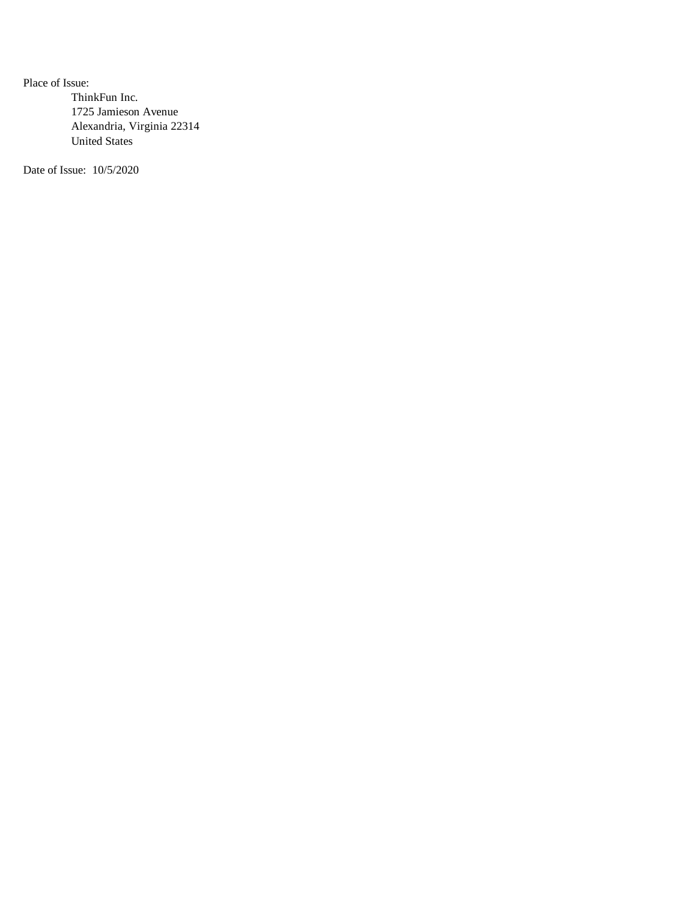Place of Issue:

ThinkFun Inc.
1725 Jamieson Avenue
Alexandria, Virginia 22314
United States

Date of Issue: 10/5/2020